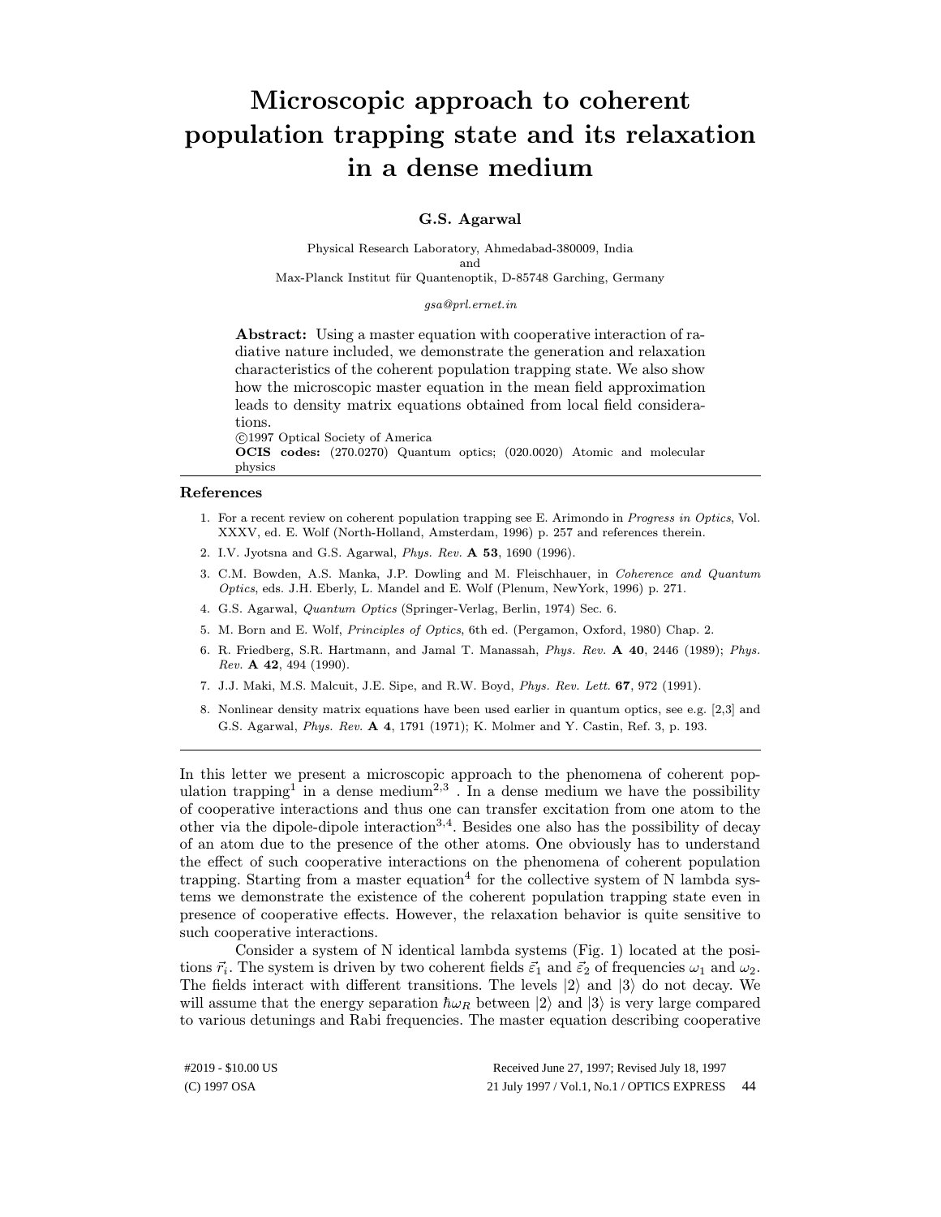# Microscopic approach to coherent population trapping state and its relaxation in a dense medium

**G.S. Agarwal**

Physical Research Laboratory, Ahmedabad-380009, India
and
Max-Planck Institut für Quantenoptik, D-85748 Garching, Germany

*gsa@prl.ernet.in*

**Abstract:** Using a master equation with cooperative interaction of radiative nature included, we demonstrate the generation and relaxation characteristics of the coherent population trapping state. We also show how the microscopic master equation in the mean field approximation leads to density matrix equations obtained from local field considerations.
©1997 Optical Society of America
**OCIS codes:** (270.0270) Quantum optics; (020.0020) Atomic and molecular physics

## References

1. For a recent review on coherent population trapping see E. Arimondo in *Progress in Optics*, Vol. XXXV, ed. E. Wolf (North-Holland, Amsterdam, 1996) p. 257 and references therein.
2. I.V. Jyotsna and G.S. Agarwal, *Phys. Rev.* **A 53**, 1690 (1996).
3. C.M. Bowden, A.S. Manka, J.P. Dowling and M. Fleischhauer, in *Coherence and Quantum Optics*, eds. J.H. Eberly, L. Mandel and E. Wolf (Plenum, NewYork, 1996) p. 271.
4. G.S. Agarwal, *Quantum Optics* (Springer-Verlag, Berlin, 1974) Sec. 6.
5. M. Born and E. Wolf, *Principles of Optics*, 6th ed. (Pergamon, Oxford, 1980) Chap. 2.
6. R. Friedberg, S.R. Hartmann, and Jamal T. Manassah, *Phys. Rev.* **A 40**, 2446 (1989); *Phys. Rev.* **A 42**, 494 (1990).
7. J.J. Maki, M.S. Malcuit, J.E. Sipe, and R.W. Boyd, *Phys. Rev. Lett.* **67**, 972 (1991).
8. Nonlinear density matrix equations have been used earlier in quantum optics, see e.g. [2,3] and G.S. Agarwal, *Phys. Rev.* **A 4**, 1791 (1971); K. Molmer and Y. Castin, Ref. 3, p. 193.

---

In this letter we present a microscopic approach to the phenomena of coherent population trapping[1] in a dense medium[2,3] . In a dense medium we have the possibility of cooperative interactions and thus one can transfer excitation from one atom to the other via the dipole-dipole interaction[3,4]. Besides one also has the possibility of decay of an atom due to the presence of the other atoms. One obviously has to understand the effect of such cooperative interactions on the phenomena of coherent population trapping. Starting from a master equation[4] for the collective system of N lambda systems we demonstrate the existence of the coherent population trapping state even in presence of cooperative effects. However, the relaxation behavior is quite sensitive to such cooperative interactions.

Consider a system of N identical lambda systems (Fig. 1) located at the positions $\vec{r}_i$. The system is driven by two coherent fields $\vec{\varepsilon}_1$ and $\vec{\varepsilon}_2$ of frequencies $\omega_1$ and $\omega_2$. The fields interact with different transitions. The levels $|2\rangle$ and $|3\rangle$ do not decay. We will assume that the energy separation $\hbar\omega_R$ between $|2\rangle$ and $|3\rangle$ is very large compared to various detunings and Rabi frequencies. The master equation describing cooperative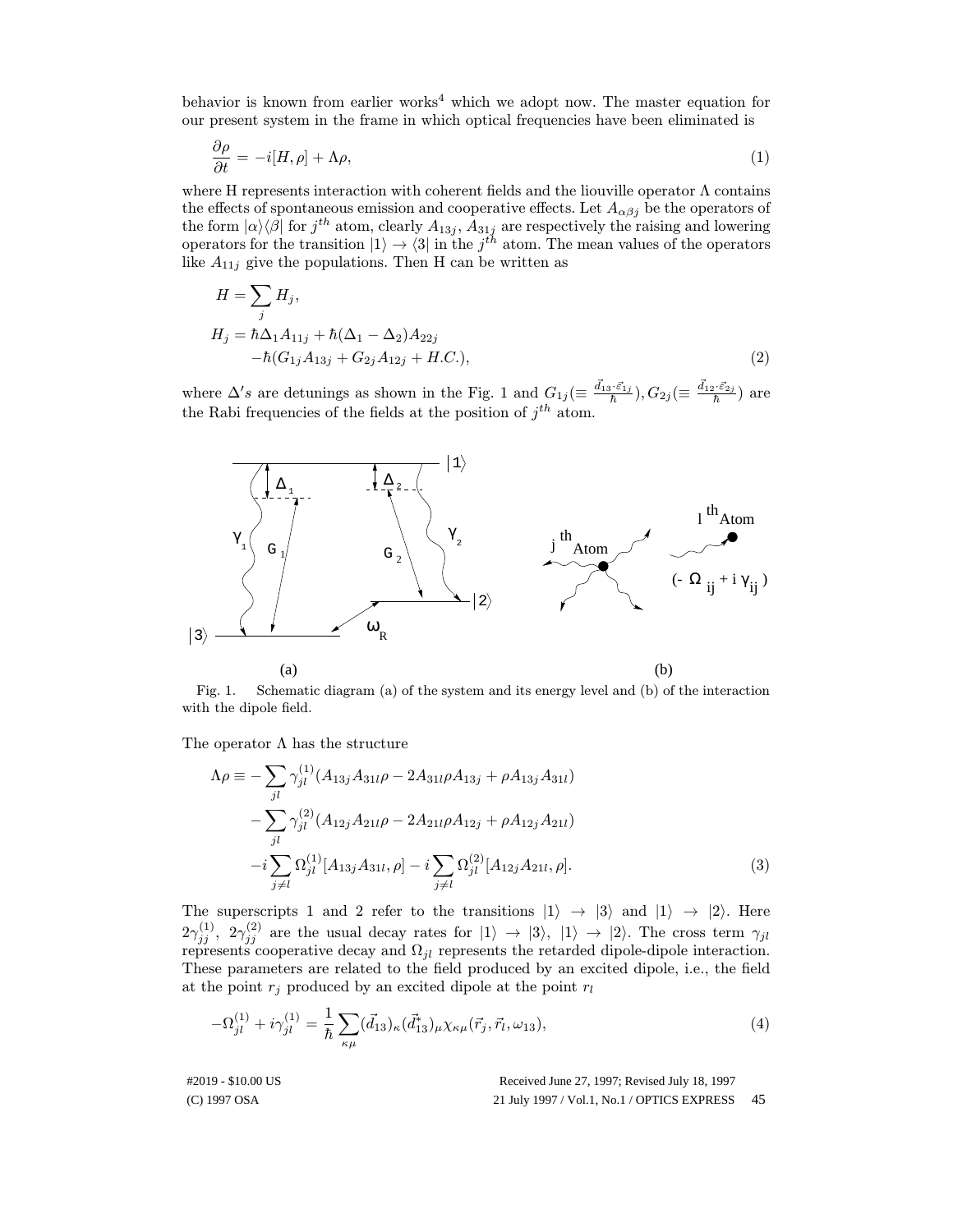behavior is known from earlier works[4] which we adopt now. The master equation for our present system in the frame in which optical frequencies have been eliminated is

$$\frac{\partial \rho}{\partial t} = -i[H, \rho] + \Lambda \rho, \tag{1}$$

where H represents interaction with coherent fields and the liouville operator $\Lambda$ contains the effects of spontaneous emission and cooperative effects. Let $A_{\alpha\beta j}$ be the operators of the form $|\alpha\rangle\langle\beta|$ for $j^{th}$ atom, clearly $A_{13j}$, $A_{31j}$ are respectively the raising and lowering operators for the transition $|1\rangle \rightarrow \langle 3|$ in the $j^{th}$ atom. The mean values of the operators like $A_{11j}$ give the populations. Then H can be written as

$$\begin{aligned} H &= \sum_j H_j, \\ H_j &= \hbar\Delta_1 A_{11j} + \hbar(\Delta_1 - \Delta_2)A_{22j} \\ &\quad -\hbar(G_{1j}A_{13j} + G_{2j}A_{12j} + H.C.), \end{aligned} \tag{2}$$

where $\Delta's$ are detunings as shown in the Fig. 1 and $G_{1j}(\equiv \frac{\vec{d}_{13}\cdot\vec{\varepsilon}_{1j}}{\hbar}), G_{2j}(\equiv \frac{\vec{d}_{12}\cdot\vec{\varepsilon}_{2j}}{\hbar})$ are the Rabi frequencies of the fields at the position of $j^{th}$ atom.

Fig. 1. Schematic diagram (a) of the system and its energy level and (b) of the interaction with the dipole field.

The operator $\Lambda$ has the structure

$$\begin{aligned} \Lambda\rho \equiv &-\sum_{jl} \gamma_{jl}^{(1)}(A_{13j}A_{31l}\rho - 2A_{31l}\rho A_{13j} + \rho A_{13j}A_{31l}) \\ &-\sum_{jl} \gamma_{jl}^{(2)}(A_{12j}A_{21l}\rho - 2A_{21l}\rho A_{12j} + \rho A_{12j}A_{21l}) \\ &-i\sum_{j\neq l} \Omega_{jl}^{(1)}[A_{13j}A_{31l}, \rho] - i\sum_{j\neq l} \Omega_{jl}^{(2)}[A_{12j}A_{21l}, \rho]. \end{aligned} \tag{3}$$

The superscripts 1 and 2 refer to the transitions $|1\rangle \rightarrow |3\rangle$ and $|1\rangle \rightarrow |2\rangle$. Here $2\gamma_{jj}^{(1)}$, $2\gamma_{jj}^{(2)}$ are the usual decay rates for $|1\rangle \rightarrow |3\rangle$, $|1\rangle \rightarrow |2\rangle$. The cross term $\gamma_{jl}$ represents cooperative decay and $\Omega_{jl}$ represents the retarded dipole-dipole interaction. These parameters are related to the field produced by an excited dipole, i.e., the field at the point $r_j$ produced by an excited dipole at the point $r_l$

$$-\Omega_{jl}^{(1)} + i\gamma_{jl}^{(1)} = \frac{1}{\hbar}\sum_{\kappa\mu}(\vec{d}_{13})_\kappa(\vec{d}_{13}^*)_\mu \chi_{\kappa\mu}(\vec{r}_j, \vec{r}_l, \omega_{13}), \tag{4}$$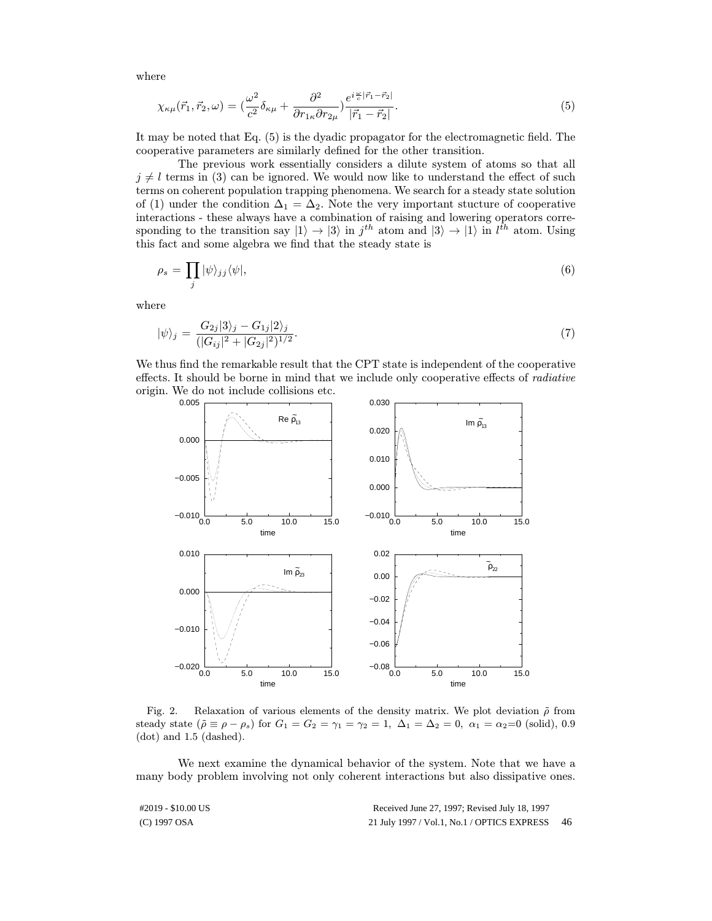where

$$\chi_{\kappa\mu}(\vec{r}_1, \vec{r}_2, \omega) = (\frac{\omega^2}{c^2}\delta_{\kappa\mu} + \frac{\partial^2}{\partial r_{1\kappa}\partial r_{2\mu}})\frac{e^{i\frac{\omega}{c}|\vec{r}_1 - \vec{r}_2|}}{|\vec{r}_1 - \vec{r}_2|}. \tag{5}$$

It may be noted that Eq. (5) is the dyadic propagator for the electromagnetic field. The cooperative parameters are similarly defined for the other transition.

The previous work essentially considers a dilute system of atoms so that all $j \neq l$ terms in (3) can be ignored. We would now like to understand the effect of such terms on coherent population trapping phenomena. We search for a steady state solution of (1) under the condition $\Delta_1 = \Delta_2$. Note the very important stucture of cooperative interactions - these always have a combination of raising and lowering operators corresponding to the transition say $|1\rangle \to |3\rangle$ in $j^{th}$ atom and $|3\rangle \to |1\rangle$ in $l^{th}$ atom. Using this fact and some algebra we find that the steady state is

$$\rho_s = \prod_j |\psi\rangle_{jj}\langle\psi|, \tag{6}$$

where

$$|\psi\rangle_j = \frac{G_{2j}|3\rangle_j - G_{1j}|2\rangle_j}{(|G_{ij}|^2 + |G_{2j}|^2)^{1/2}}. \tag{7}$$

We thus find the remarkable result that the CPT state is independent of the cooperative effects. It should be borne in mind that we include only cooperative effects of *radiative* origin. We do not include collisions etc.

Fig. 2. Relaxation of various elements of the density matrix. We plot deviation $\tilde{\rho}$ from steady state ($\tilde{\rho} \equiv \rho - \rho_s$) for $G_1 = G_2 = \gamma_1 = \gamma_2 = 1,\ \Delta_1 = \Delta_2 = 0,\ \alpha_1 = \alpha_2$=0 (solid), 0.9 (dot) and 1.5 (dashed).

We next examine the dynamical behavior of the system. Note that we have a many body problem involving not only coherent interactions but also dissipative ones.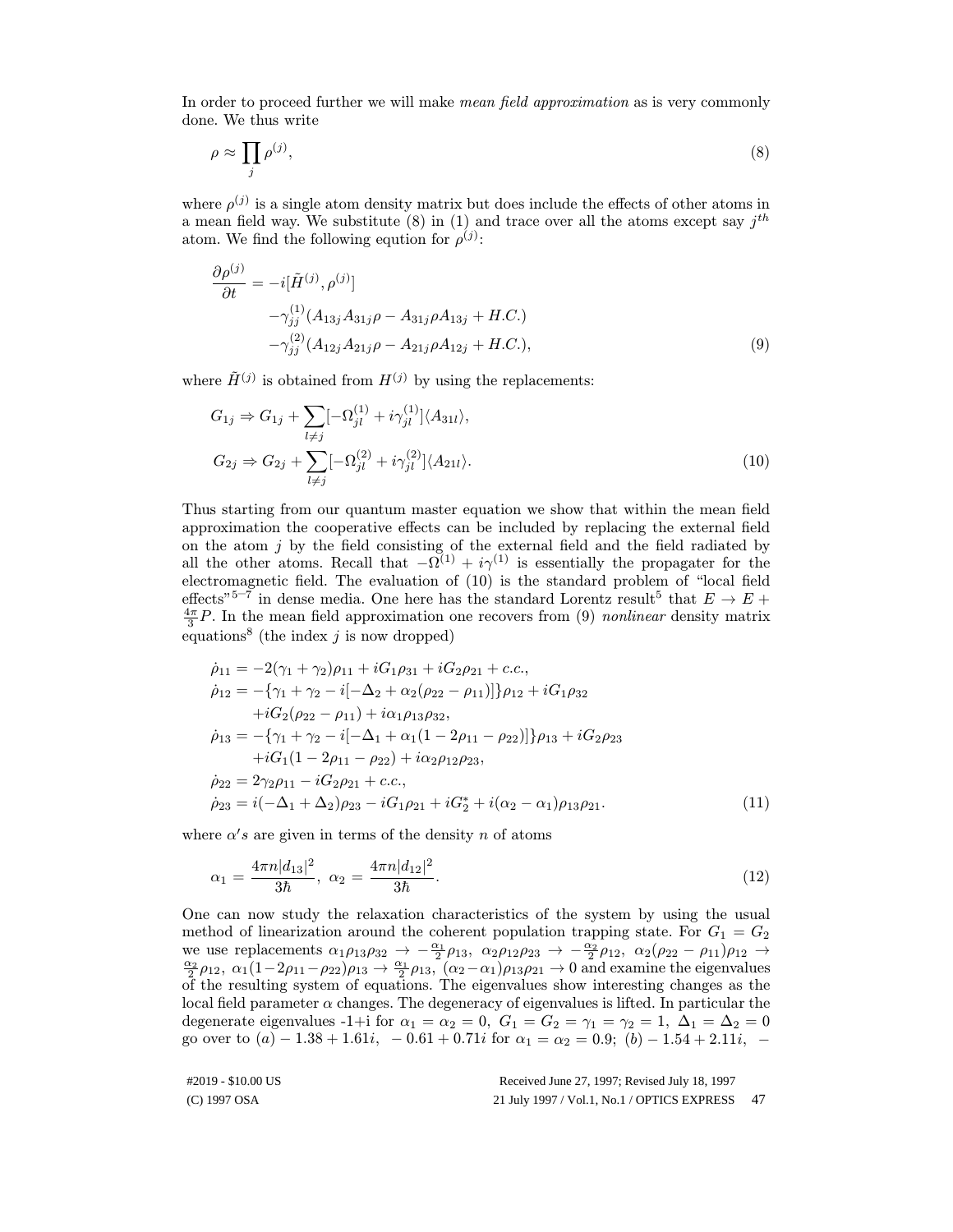In order to proceed further we will make *mean field approximation* as is very commonly done. We thus write

$$\rho \approx \prod_j \rho^{(j)}, \tag{8}$$

where $\rho^{(j)}$ is a single atom density matrix but does include the effects of other atoms in a mean field way. We substitute (8) in (1) and trace over all the atoms except say $j^{th}$ atom. We find the following eqution for $\rho^{(j)}$:

$$\begin{aligned}
\frac{\partial \rho^{(j)}}{\partial t} &= -i[\tilde{H}^{(j)}, \rho^{(j)}] \\
&\quad -\gamma_{jj}^{(1)}(A_{13j}A_{31j}\rho - A_{31j}\rho A_{13j} + H.C.) \\
&\quad -\gamma_{jj}^{(2)}(A_{12j}A_{21j}\rho - A_{21j}\rho A_{12j} + H.C.),
\end{aligned} \tag{9}$$

where $\tilde{H}^{(j)}$ is obtained from $H^{(j)}$ by using the replacements:

$$\begin{aligned}
G_{1j} &\Rightarrow G_{1j} + \sum_{l \neq j}[-\Omega_{jl}^{(1)} + i\gamma_{jl}^{(1)}]\langle A_{31l}\rangle, \\
G_{2j} &\Rightarrow G_{2j} + \sum_{l \neq j}[-\Omega_{jl}^{(2)} + i\gamma_{jl}^{(2)}]\langle A_{21l}\rangle.
\end{aligned} \tag{10}$$

Thus starting from our quantum master equation we show that within the mean field approximation the cooperative effects can be included by replacing the external field on the atom $j$ by the field consisting of the external field and the field radiated by all the other atoms. Recall that $-\Omega^{(1)} + i\gamma^{(1)}$ is essentially the propagater for the electromagnetic field. The evaluation of (10) is the standard problem of "local field effects"[5–7] in dense media. One here has the standard Lorentz result[5] that $E \to E + \frac{4\pi}{3}P$. In the mean field approximation one recovers from (9) *nonlinear* density matrix equations[8] (the index $j$ is now dropped)

$$\begin{aligned}
\dot{\rho}_{11} &= -2(\gamma_1 + \gamma_2)\rho_{11} + iG_1\rho_{31} + iG_2\rho_{21} + c.c., \\
\dot{\rho}_{12} &= -\{\gamma_1 + \gamma_2 - i[-\Delta_2 + \alpha_2(\rho_{22} - \rho_{11})]\}\rho_{12} + iG_1\rho_{32} \\
&\quad + iG_2(\rho_{22} - \rho_{11}) + i\alpha_1\rho_{13}\rho_{32}, \\
\dot{\rho}_{13} &= -\{\gamma_1 + \gamma_2 - i[-\Delta_1 + \alpha_1(1 - 2\rho_{11} - \rho_{22})]\}\rho_{13} + iG_2\rho_{23} \\
&\quad + iG_1(1 - 2\rho_{11} - \rho_{22}) + i\alpha_2\rho_{12}\rho_{23}, \\
\dot{\rho}_{22} &= 2\gamma_2\rho_{11} - iG_2\rho_{21} + c.c., \\
\dot{\rho}_{23} &= i(-\Delta_1 + \Delta_2)\rho_{23} - iG_1\rho_{21} + iG_2^* + i(\alpha_2 - \alpha_1)\rho_{13}\rho_{21}.
\end{aligned} \tag{11}$$

where $\alpha' s$ are given in terms of the density $n$ of atoms

$$\alpha_1 = \frac{4\pi n|d_{13}|^2}{3\hbar}, \;\; \alpha_2 = \frac{4\pi n|d_{12}|^2}{3\hbar}. \tag{12}$$

One can now study the relaxation characteristics of the system by using the usual method of linearization around the coherent population trapping state. For $G_1 = G_2$ we use replacements $\alpha_1\rho_{13}\rho_{32} \to -\frac{\alpha_1}{2}\rho_{13},\ \alpha_2\rho_{12}\rho_{23} \to -\frac{\alpha_2}{2}\rho_{12},\ \alpha_2(\rho_{22} - \rho_{11})\rho_{12} \to \frac{\alpha_2}{2}\rho_{12},\ \alpha_1(1 - 2\rho_{11} - \rho_{22})\rho_{13} \to \frac{\alpha_1}{2}\rho_{13},\ (\alpha_2 - \alpha_1)\rho_{13}\rho_{21} \to 0$ and examine the eigenvalues of the resulting system of equations. The eigenvalues show interesting changes as the local field parameter $\alpha$ changes. The degeneracy of eigenvalues is lifted. In particular the degenerate eigenvalues -1+i for $\alpha_1 = \alpha_2 = 0,\ G_1 = G_2 = \gamma_1 = \gamma_2 = 1,\ \Delta_1 = \Delta_2 = 0$ go over to $(a) - 1.38 + 1.61i,\ -0.61 + 0.71i$ for $\alpha_1 = \alpha_2 = 0.9;\ (b) - 1.54 + 2.11i,\ -$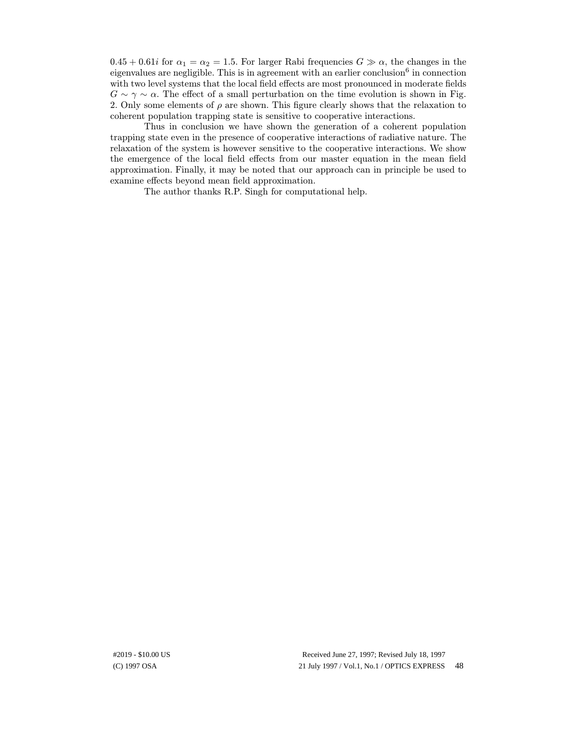$0.45 + 0.61i$ for $\alpha_1 = \alpha_2 = 1.5$. For larger Rabi frequencies $G \gg \alpha$, the changes in the eigenvalues are negligible. This is in agreement with an earlier conclusion[6] in connection with two level systems that the local field effects are most pronounced in moderate fields $G \sim \gamma \sim \alpha$. The effect of a small perturbation on the time evolution is shown in Fig. 2. Only some elements of $\rho$ are shown. This figure clearly shows that the relaxation to coherent population trapping state is sensitive to cooperative interactions.

Thus in conclusion we have shown the generation of a coherent population trapping state even in the presence of cooperative interactions of radiative nature. The relaxation of the system is however sensitive to the cooperative interactions. We show the emergence of the local field effects from our master equation in the mean field approximation. Finally, it may be noted that our approach can in principle be used to examine effects beyond mean field approximation.

The author thanks R.P. Singh for computational help.